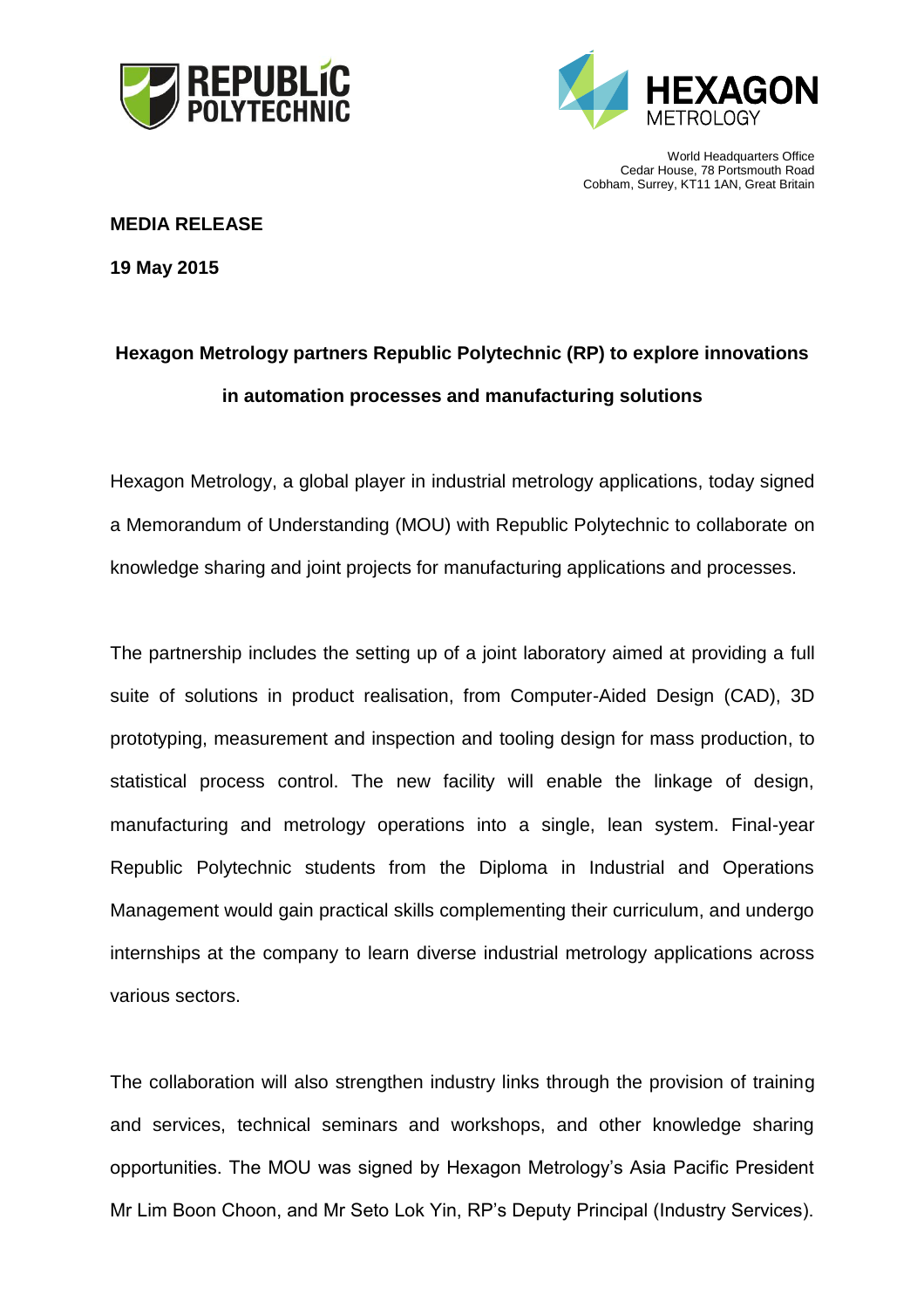World Headquarters Office
Cedar House, 78 Portsmouth Road
Cobham, Surrey, KT11 1AN, Great Britain

**MEDIA RELEASE**

**19 May 2015**

## Hexagon Metrology partners Republic Polytechnic (RP) to explore innovations in automation processes and manufacturing solutions

Hexagon Metrology, a global player in industrial metrology applications, today signed a Memorandum of Understanding (MOU) with Republic Polytechnic to collaborate on knowledge sharing and joint projects for manufacturing applications and processes.

The partnership includes the setting up of a joint laboratory aimed at providing a full suite of solutions in product realisation, from Computer-Aided Design (CAD), 3D prototyping, measurement and inspection and tooling design for mass production, to statistical process control. The new facility will enable the linkage of design, manufacturing and metrology operations into a single, lean system. Final-year Republic Polytechnic students from the Diploma in Industrial and Operations Management would gain practical skills complementing their curriculum, and undergo internships at the company to learn diverse industrial metrology applications across various sectors.

The collaboration will also strengthen industry links through the provision of training and services, technical seminars and workshops, and other knowledge sharing opportunities. The MOU was signed by Hexagon Metrology's Asia Pacific President Mr Lim Boon Choon, and Mr Seto Lok Yin, RP's Deputy Principal (Industry Services).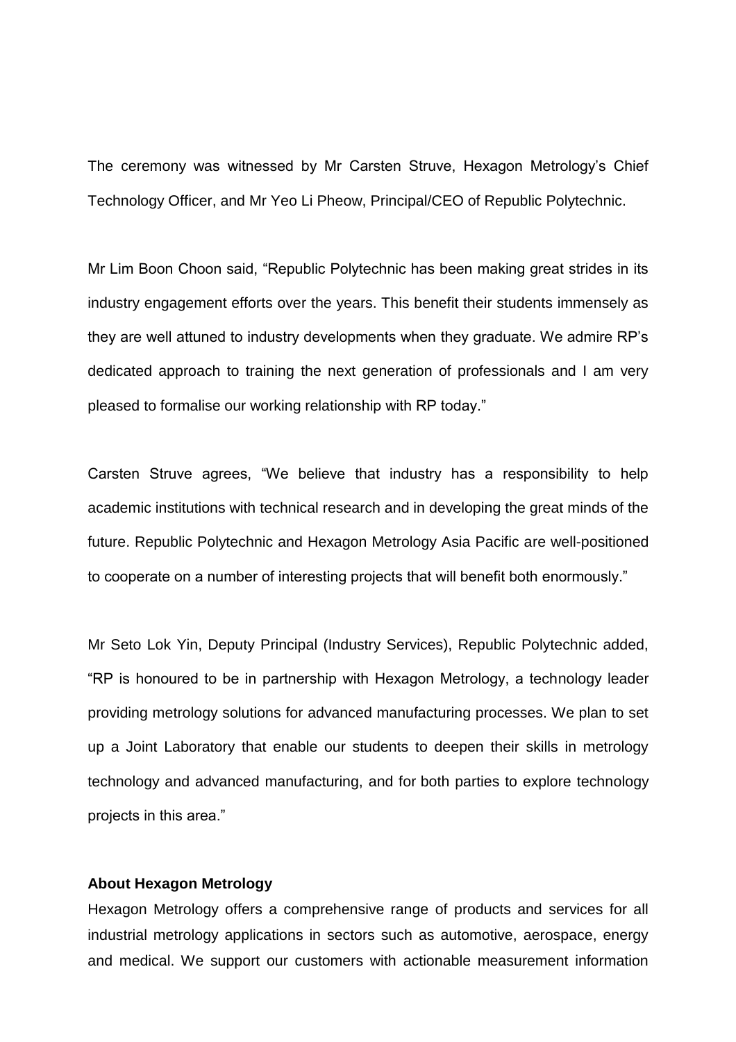The ceremony was witnessed by Mr Carsten Struve, Hexagon Metrology's Chief Technology Officer, and Mr Yeo Li Pheow, Principal/CEO of Republic Polytechnic.

Mr Lim Boon Choon said, "Republic Polytechnic has been making great strides in its industry engagement efforts over the years. This benefit their students immensely as they are well attuned to industry developments when they graduate. We admire RP's dedicated approach to training the next generation of professionals and I am very pleased to formalise our working relationship with RP today."

Carsten Struve agrees, "We believe that industry has a responsibility to help academic institutions with technical research and in developing the great minds of the future. Republic Polytechnic and Hexagon Metrology Asia Pacific are well-positioned to cooperate on a number of interesting projects that will benefit both enormously."

Mr Seto Lok Yin, Deputy Principal (Industry Services), Republic Polytechnic added, "RP is honoured to be in partnership with Hexagon Metrology, a technology leader providing metrology solutions for advanced manufacturing processes. We plan to set up a Joint Laboratory that enable our students to deepen their skills in metrology technology and advanced manufacturing, and for both parties to explore technology projects in this area."

**About Hexagon Metrology**

Hexagon Metrology offers a comprehensive range of products and services for all industrial metrology applications in sectors such as automotive, aerospace, energy and medical. We support our customers with actionable measurement information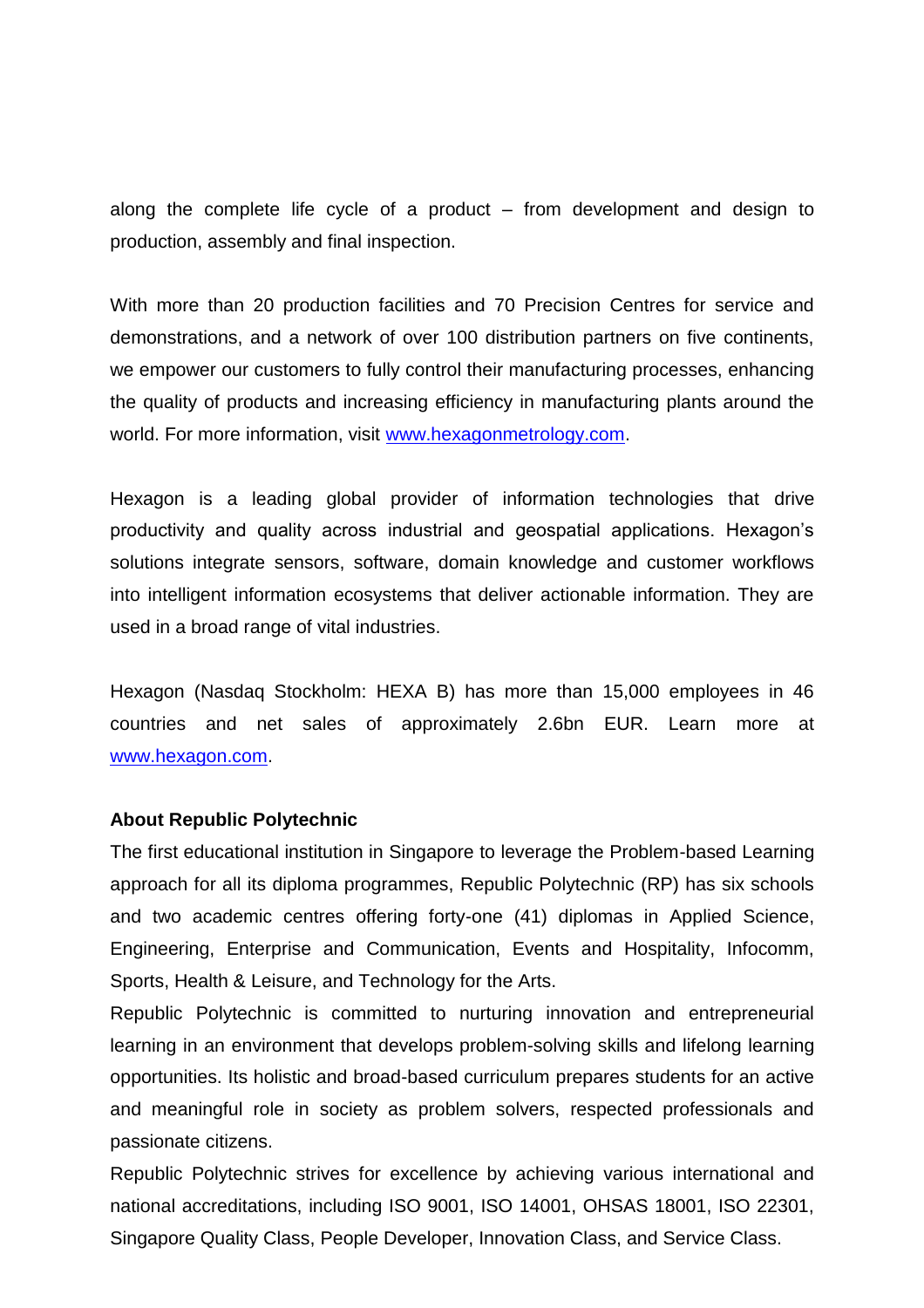along the complete life cycle of a product – from development and design to production, assembly and final inspection.

With more than 20 production facilities and 70 Precision Centres for service and demonstrations, and a network of over 100 distribution partners on five continents, we empower our customers to fully control their manufacturing processes, enhancing the quality of products and increasing efficiency in manufacturing plants around the world. For more information, visit [www.hexagonmetrology.com](www.hexagonmetrology.com).

Hexagon is a leading global provider of information technologies that drive productivity and quality across industrial and geospatial applications. Hexagon's solutions integrate sensors, software, domain knowledge and customer workflows into intelligent information ecosystems that deliver actionable information. They are used in a broad range of vital industries.

Hexagon (Nasdaq Stockholm: HEXA B) has more than 15,000 employees in 46 countries and net sales of approximately 2.6bn EUR. Learn more at [www.hexagon.com](www.hexagon.com).

**About Republic Polytechnic**

The first educational institution in Singapore to leverage the Problem-based Learning approach for all its diploma programmes, Republic Polytechnic (RP) has six schools and two academic centres offering forty-one (41) diplomas in Applied Science, Engineering, Enterprise and Communication, Events and Hospitality, Infocomm, Sports, Health & Leisure, and Technology for the Arts.

Republic Polytechnic is committed to nurturing innovation and entrepreneurial learning in an environment that develops problem-solving skills and lifelong learning opportunities. Its holistic and broad-based curriculum prepares students for an active and meaningful role in society as problem solvers, respected professionals and passionate citizens.

Republic Polytechnic strives for excellence by achieving various international and national accreditations, including ISO 9001, ISO 14001, OHSAS 18001, ISO 22301, Singapore Quality Class, People Developer, Innovation Class, and Service Class.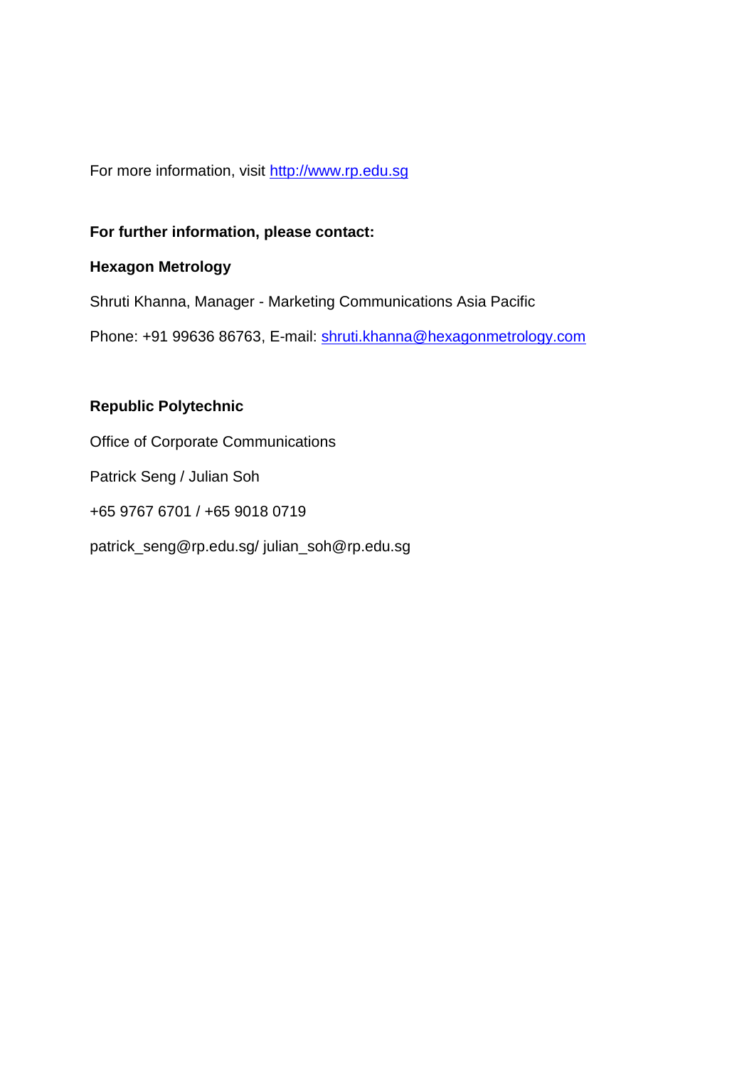For more information, visit http://www.rp.edu.sg

**For further information, please contact:**

**Hexagon Metrology**

Shruti Khanna, Manager - Marketing Communications Asia Pacific

Phone: +91 99636 86763, E-mail: shruti.khanna@hexagonmetrology.com

**Republic Polytechnic**

Office of Corporate Communications

Patrick Seng / Julian Soh

+65 9767 6701 / +65 9018 0719

patrick_seng@rp.edu.sg/ julian_soh@rp.edu.sg